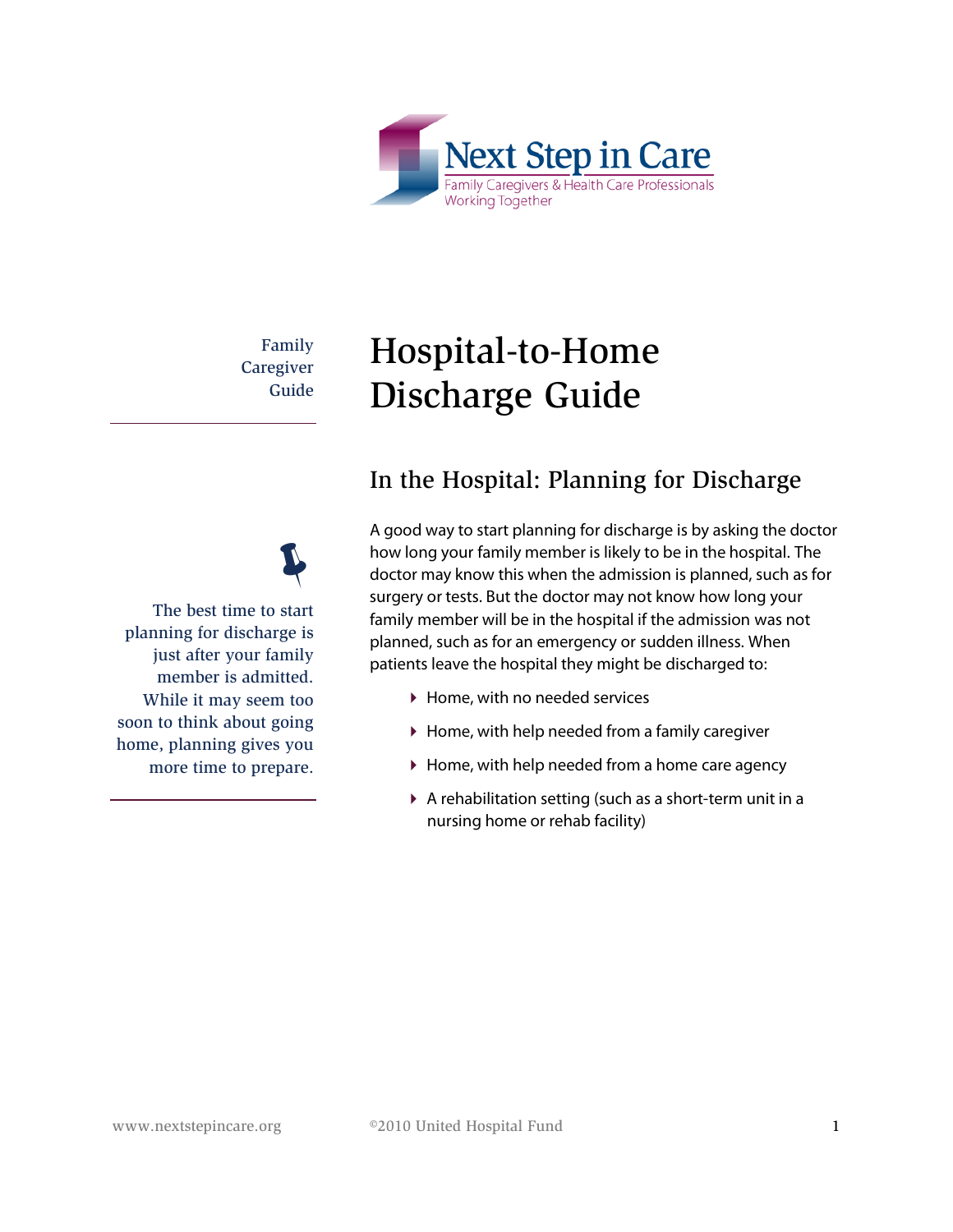Next Step in Care

Family Caregivers & Health Care Professionals Working Together

Family Caregiver Guide

# Hospital-to-Home Discharge Guide

## In the Hospital: Planning for Discharge

The best time to start planning for discharge is just after your family member is admitted. While it may seem too soon to think about going home, planning gives you more time to prepare.

A good way to start planning for discharge is by asking the doctor how long your family member is likely to be in the hospital. The doctor may know this when the admission is planned, such as for surgery or tests. But the doctor may not know how long your family member will be in the hospital if the admission was not planned, such as for an emergency or sudden illness. When patients leave the hospital they might be discharged to:

- Home, with no needed services
- Home, with help needed from a family caregiver
- Home, with help needed from a home care agency
- A rehabilitation setting (such as a short-term unit in a nursing home or rehab facility)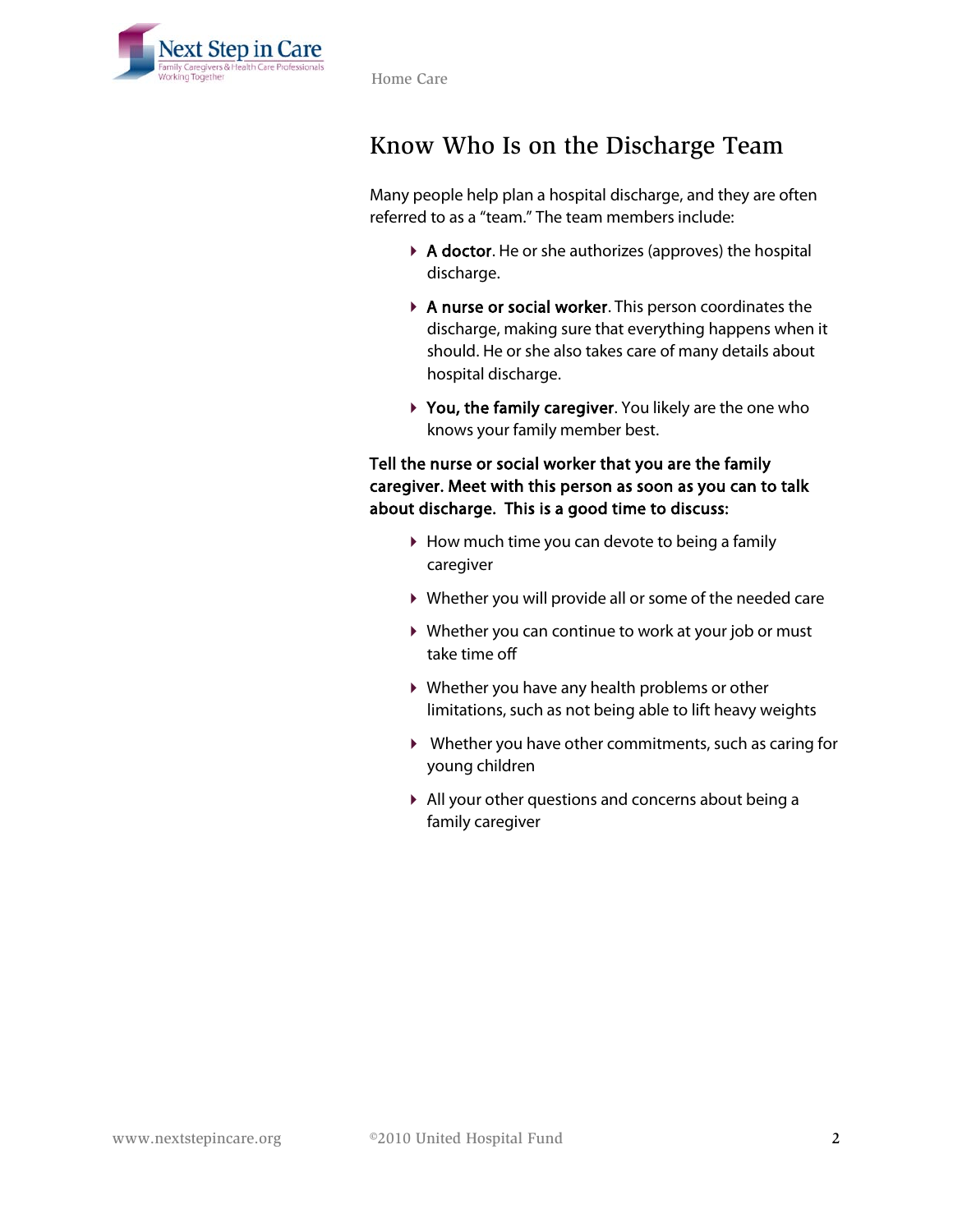# Know Who Is on the Discharge Team

Many people help plan a hospital discharge, and they are often referred to as a "team." The team members include:

- **A doctor**. He or she authorizes (approves) the hospital discharge.
- **A nurse or social worker**. This person coordinates the discharge, making sure that everything happens when it should. He or she also takes care of many details about hospital discharge.
- **You, the family caregiver**. You likely are the one who knows your family member best.

**Tell the nurse or social worker that you are the family caregiver. Meet with this person as soon as you can to talk about discharge. This is a good time to discuss:**

- How much time you can devote to being a family caregiver
- Whether you will provide all or some of the needed care
- Whether you can continue to work at your job or must take time off
- Whether you have any health problems or other limitations, such as not being able to lift heavy weights
- Whether you have other commitments, such as caring for young children
- All your other questions and concerns about being a family caregiver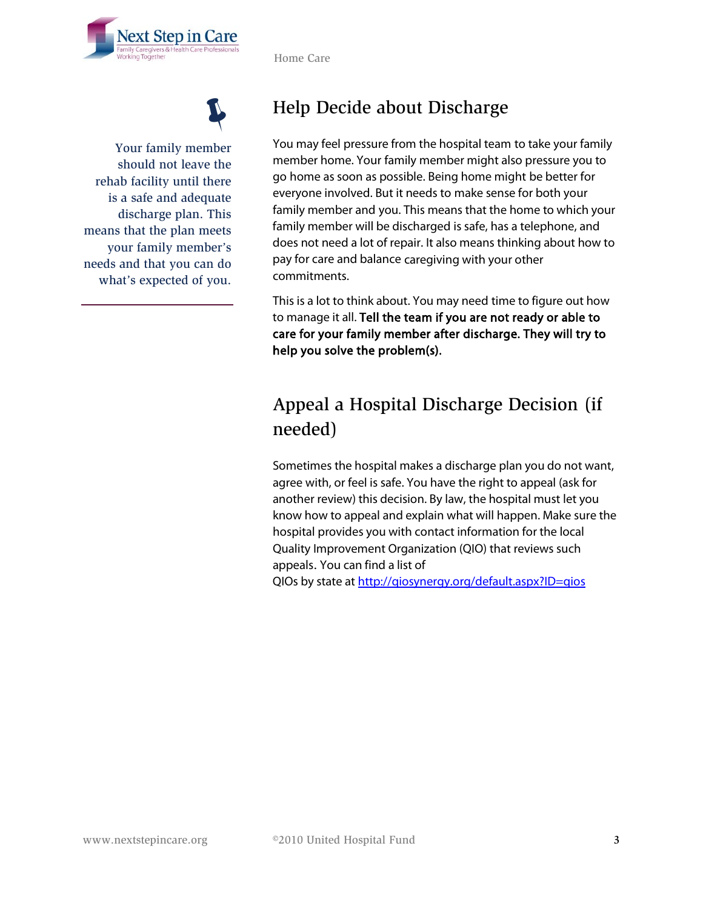Your family member should not leave the rehab facility until there is a safe and adequate discharge plan. This means that the plan meets your family member's needs and that you can do what's expected of you.

## Help Decide about Discharge

You may feel pressure from the hospital team to take your family member home. Your family member might also pressure you to go home as soon as possible. Being home might be better for everyone involved. But it needs to make sense for both your family member and you. This means that the home to which your family member will be discharged is safe, has a telephone, and does not need a lot of repair. It also means thinking about how to pay for care and balance caregiving with your other commitments.

This is a lot to think about. You may need time to figure out how to manage it all. **Tell the team if you are not ready or able to care for your family member after discharge. They will try to help you solve the problem(s).**

## Appeal a Hospital Discharge Decision (if needed)

Sometimes the hospital makes a discharge plan you do not want, agree with, or feel is safe. You have the right to appeal (ask for another review) this decision. By law, the hospital must let you know how to appeal and explain what will happen. Make sure the hospital provides you with contact information for the local Quality Improvement Organization (QIO) that reviews such appeals. You can find a list of QIOs by state at http://qiosynergy.org/default.aspx?ID=qios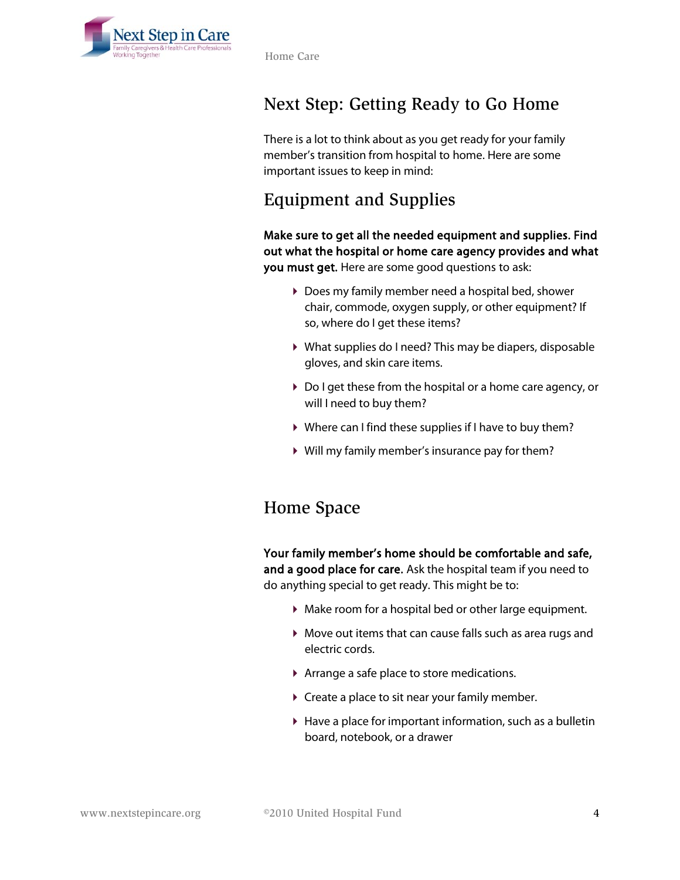# Next Step: Getting Ready to Go Home

There is a lot to think about as you get ready for your family member's transition from hospital to home. Here are some important issues to keep in mind:

## Equipment and Supplies

**Make sure to get all the needed equipment and supplies. Find out what the hospital or home care agency provides and what you must get.** Here are some good questions to ask:

- Does my family member need a hospital bed, shower chair, commode, oxygen supply, or other equipment? If so, where do I get these items?
- What supplies do I need? This may be diapers, disposable gloves, and skin care items.
- Do I get these from the hospital or a home care agency, or will I need to buy them?
- Where can I find these supplies if I have to buy them?
- Will my family member's insurance pay for them?

## Home Space

**Your family member's home should be comfortable and safe, and a good place for care.** Ask the hospital team if you need to do anything special to get ready. This might be to:

- Make room for a hospital bed or other large equipment.
- Move out items that can cause falls such as area rugs and electric cords.
- Arrange a safe place to store medications.
- Create a place to sit near your family member.
- Have a place for important information, such as a bulletin board, notebook, or a drawer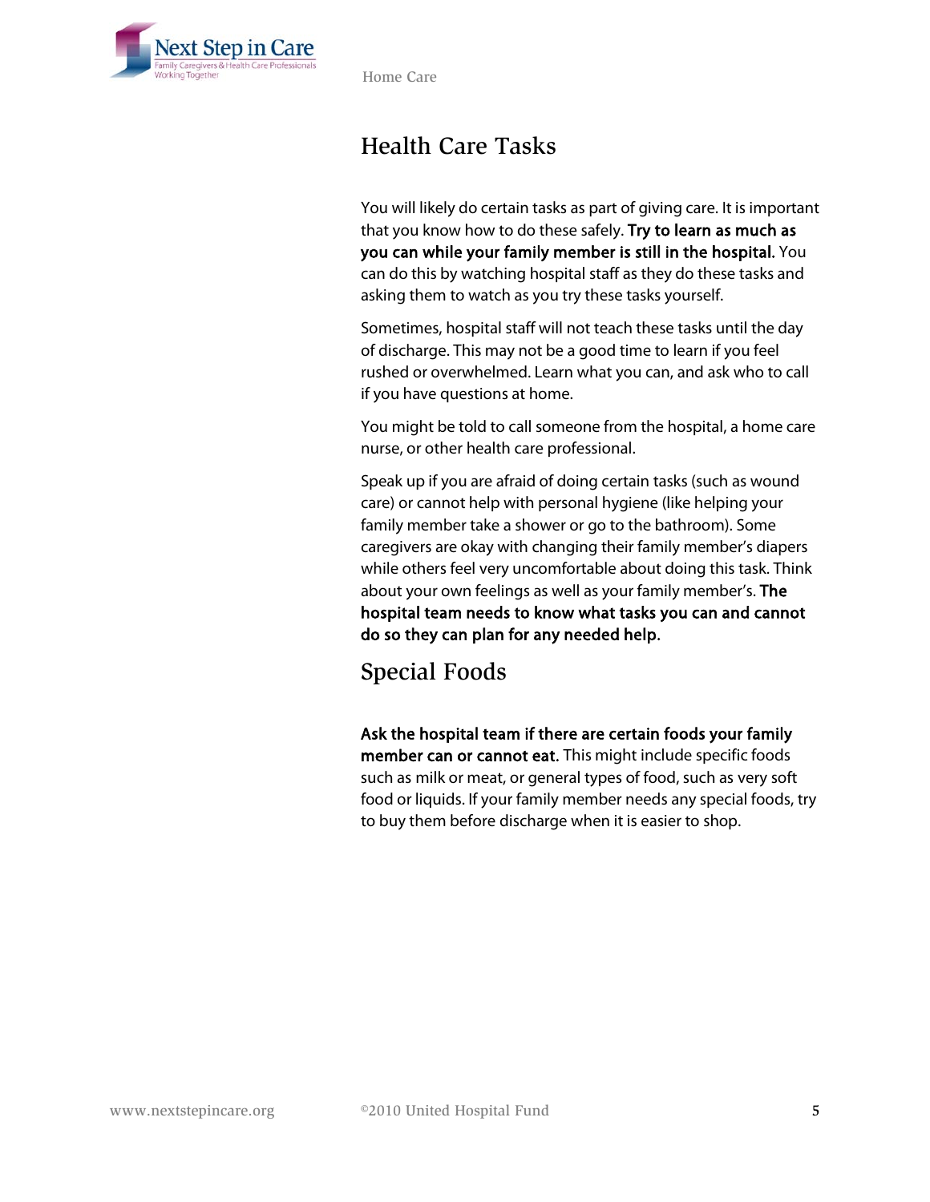## Health Care Tasks

You will likely do certain tasks as part of giving care. It is important that you know how to do these safely. **Try to learn as much as you can while your family member is still in the hospital.** You can do this by watching hospital staff as they do these tasks and asking them to watch as you try these tasks yourself.

Sometimes, hospital staff will not teach these tasks until the day of discharge. This may not be a good time to learn if you feel rushed or overwhelmed. Learn what you can, and ask who to call if you have questions at home.

You might be told to call someone from the hospital, a home care nurse, or other health care professional.

Speak up if you are afraid of doing certain tasks (such as wound care) or cannot help with personal hygiene (like helping your family member take a shower or go to the bathroom). Some caregivers are okay with changing their family member's diapers while others feel very uncomfortable about doing this task. Think about your own feelings as well as your family member's. **The hospital team needs to know what tasks you can and cannot do so they can plan for any needed help.**

## Special Foods

**Ask the hospital team if there are certain foods your family member can or cannot eat.** This might include specific foods such as milk or meat, or general types of food, such as very soft food or liquids. If your family member needs any special foods, try to buy them before discharge when it is easier to shop.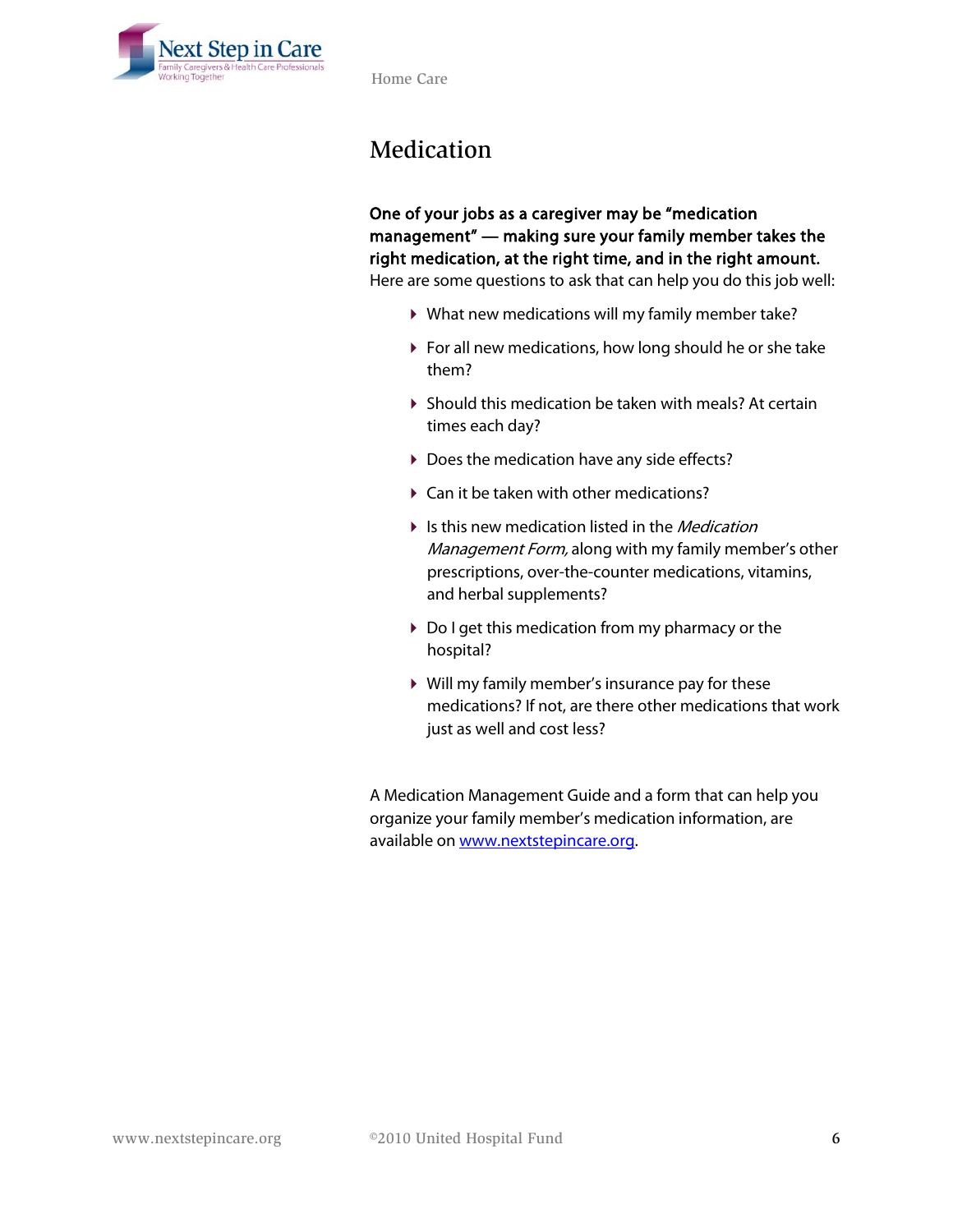# Medication

**One of your jobs as a caregiver may be "medication management" — making sure your family member takes the right medication, at the right time, and in the right amount.** Here are some questions to ask that can help you do this job well:

- What new medications will my family member take?
- For all new medications, how long should he or she take them?
- Should this medication be taken with meals? At certain times each day?
- Does the medication have any side effects?
- Can it be taken with other medications?
- Is this new medication listed in the *Medication Management Form,* along with my family member's other prescriptions, over-the-counter medications, vitamins, and herbal supplements?
- Do I get this medication from my pharmacy or the hospital?
- Will my family member's insurance pay for these medications? If not, are there other medications that work just as well and cost less?

A Medication Management Guide and a form that can help you organize your family member's medication information, are available on www.nextstepincare.org.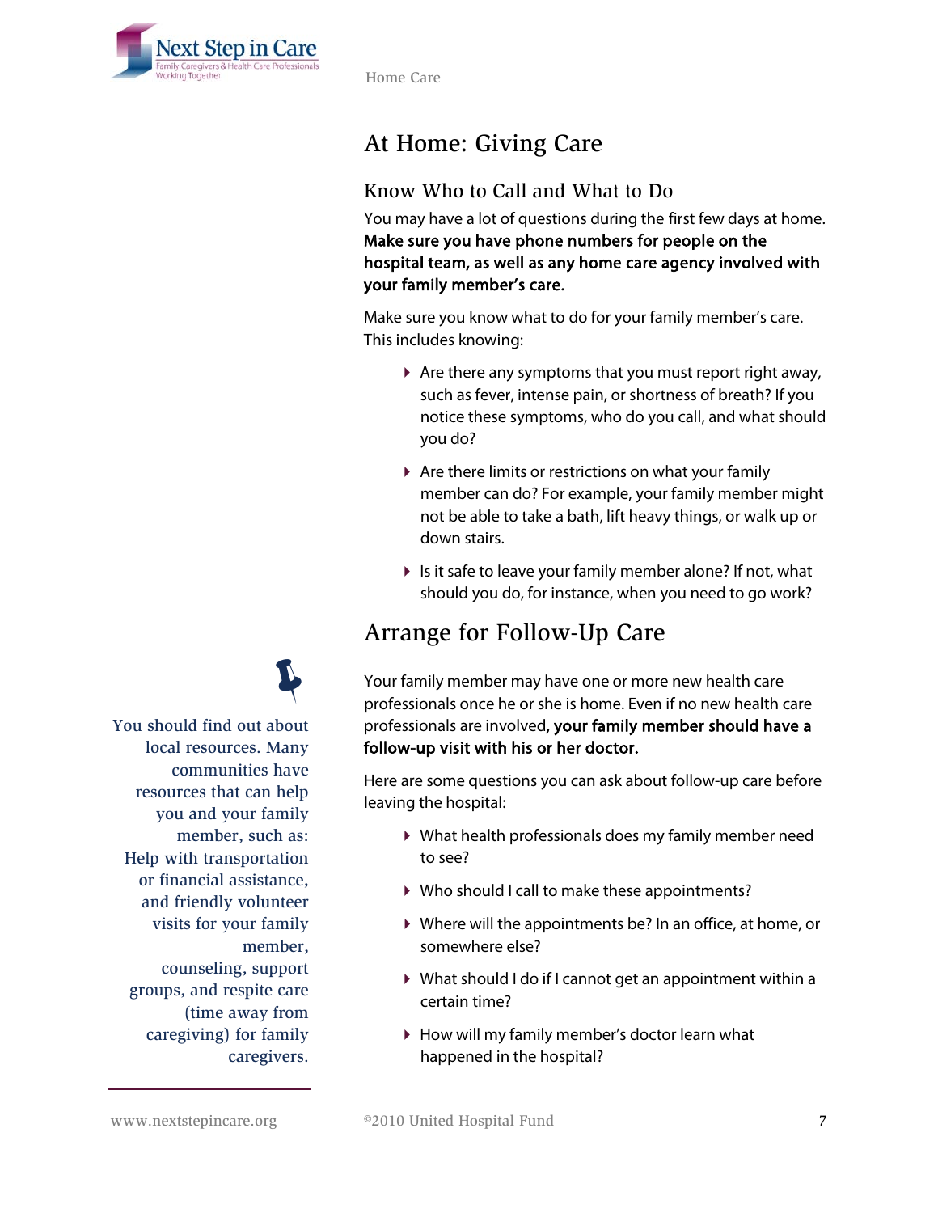# At Home: Giving Care

## Know Who to Call and What to Do

You may have a lot of questions during the first few days at home. **Make sure you have phone numbers for people on the hospital team, as well as any home care agency involved with your family member's care.**

Make sure you know what to do for your family member's care. This includes knowing:

- Are there any symptoms that you must report right away, such as fever, intense pain, or shortness of breath? If you notice these symptoms, who do you call, and what should you do?
- Are there limits or restrictions on what your family member can do? For example, your family member might not be able to take a bath, lift heavy things, or walk up or down stairs.
- Is it safe to leave your family member alone? If not, what should you do, for instance, when you need to go work?

# Arrange for Follow-Up Care

Your family member may have one or more new health care professionals once he or she is home. Even if no new health care professionals are involved**, your family member should have a follow-up visit with his or her doctor.**

Here are some questions you can ask about follow-up care before leaving the hospital:

- What health professionals does my family member need to see?
- Who should I call to make these appointments?
- Where will the appointments be? In an office, at home, or somewhere else?
- What should I do if I cannot get an appointment within a certain time?
- How will my family member's doctor learn what happened in the hospital?

You should find out about local resources. Many communities have resources that can help you and your family member, such as: Help with transportation or financial assistance, and friendly volunteer visits for your family member, counseling, support groups, and respite care (time away from caregiving) for family caregivers.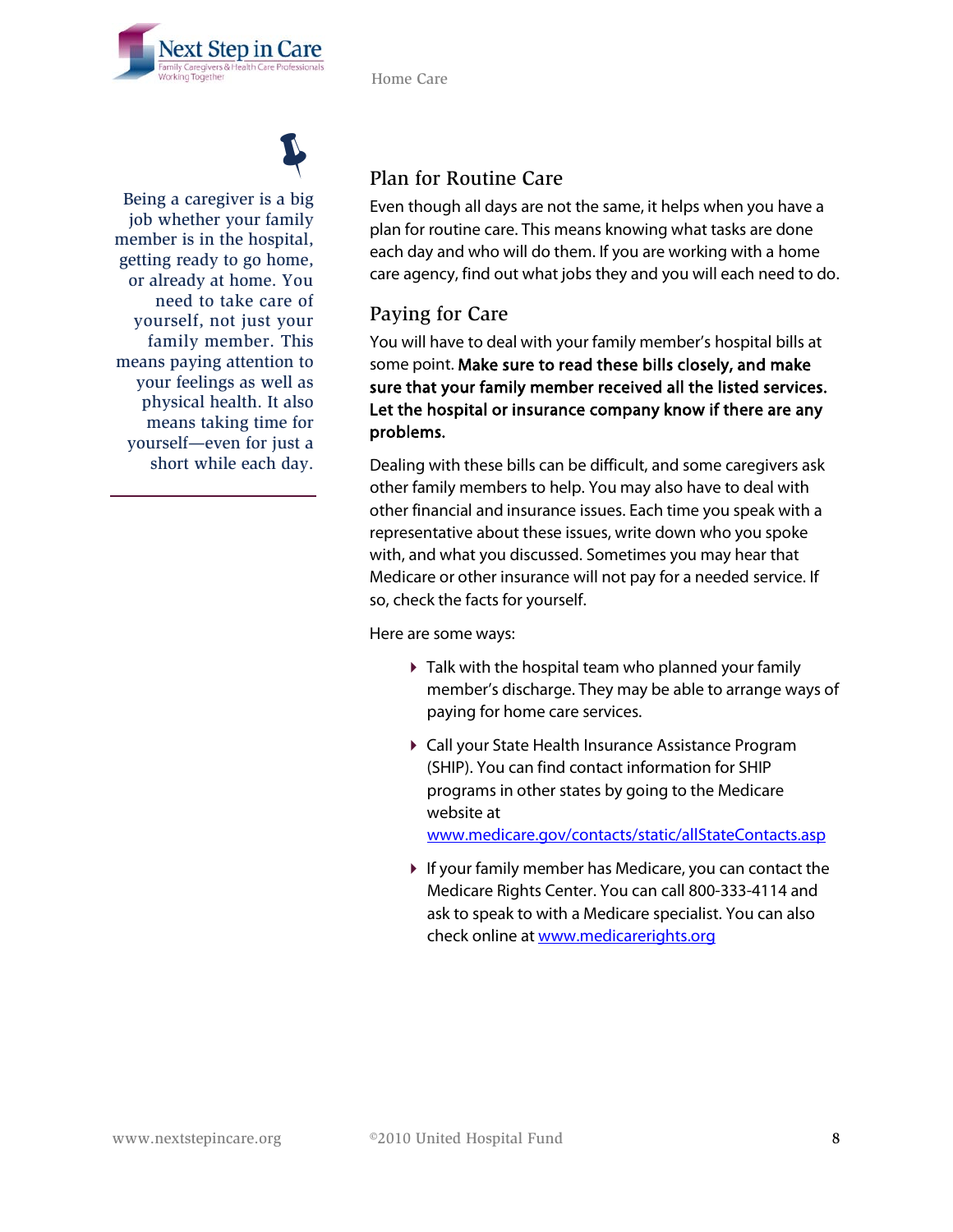Being a caregiver is a big job whether your family member is in the hospital, getting ready to go home, or already at home. You need to take care of yourself, not just your family member. This means paying attention to your feelings as well as physical health. It also means taking time for yourself—even for just a short while each day.

## Plan for Routine Care

Even though all days are not the same, it helps when you have a plan for routine care. This means knowing what tasks are done each day and who will do them. If you are working with a home care agency, find out what jobs they and you will each need to do.

## Paying for Care

You will have to deal with your family member's hospital bills at some point. **Make sure to read these bills closely, and make sure that your family member received all the listed services. Let the hospital or insurance company know if there are any problems.**

Dealing with these bills can be difficult, and some caregivers ask other family members to help. You may also have to deal with other financial and insurance issues. Each time you speak with a representative about these issues, write down who you spoke with, and what you discussed. Sometimes you may hear that Medicare or other insurance will not pay for a needed service. If so, check the facts for yourself.

Here are some ways:

- Talk with the hospital team who planned your family member's discharge. They may be able to arrange ways of paying for home care services.
- Call your State Health Insurance Assistance Program (SHIP). You can find contact information for SHIP programs in other states by going to the Medicare website at www.medicare.gov/contacts/static/allStateContacts.asp
- If your family member has Medicare, you can contact the Medicare Rights Center. You can call 800-333-4114 and ask to speak to with a Medicare specialist. You can also check online at www.medicarerights.org